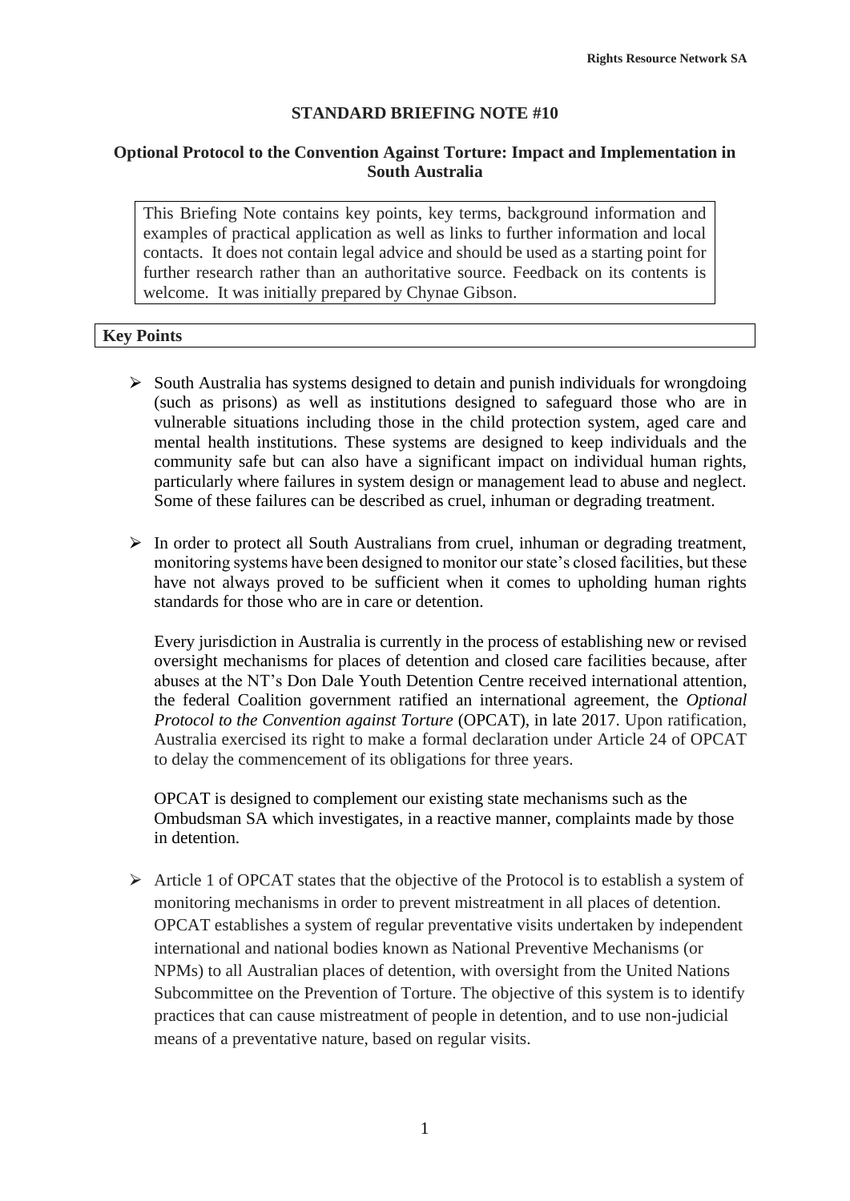# STANDARD BRIEFING NOTE #10

## Optional Protocol to the Convention Against Torture: Impact and Implementation in South Australia

This Briefing Note contains key points, key terms, background information and examples of practical application as well as links to further information and local contacts. It does not contain legal advice and should be used as a starting point for further research rather than an authoritative source. Feedback on its contents is welcome. It was initially prepared by Chynae Gibson.

## Key Points

- South Australia has systems designed to detain and punish individuals for wrongdoing (such as prisons) as well as institutions designed to safeguard those who are in vulnerable situations including those in the child protection system, aged care and mental health institutions. These systems are designed to keep individuals and the community safe but can also have a significant impact on individual human rights, particularly where failures in system design or management lead to abuse and neglect. Some of these failures can be described as cruel, inhuman or degrading treatment.

- In order to protect all South Australians from cruel, inhuman or degrading treatment, monitoring systems have been designed to monitor our state's closed facilities, but these have not always proved to be sufficient when it comes to upholding human rights standards for those who are in care or detention.

  Every jurisdiction in Australia is currently in the process of establishing new or revised oversight mechanisms for places of detention and closed care facilities because, after abuses at the NT's Don Dale Youth Detention Centre received international attention, the federal Coalition government ratified an international agreement, the *Optional Protocol to the Convention against Torture* (OPCAT), in late 2017. Upon ratification, Australia exercised its right to make a formal declaration under Article 24 of OPCAT to delay the commencement of its obligations for three years.

  OPCAT is designed to complement our existing state mechanisms such as the Ombudsman SA which investigates, in a reactive manner, complaints made by those in detention.

- Article 1 of OPCAT states that the objective of the Protocol is to establish a system of monitoring mechanisms in order to prevent mistreatment in all places of detention. OPCAT establishes a system of regular preventative visits undertaken by independent international and national bodies known as National Preventive Mechanisms (or NPMs) to all Australian places of detention, with oversight from the United Nations Subcommittee on the Prevention of Torture. The objective of this system is to identify practices that can cause mistreatment of people in detention, and to use non-judicial means of a preventative nature, based on regular visits.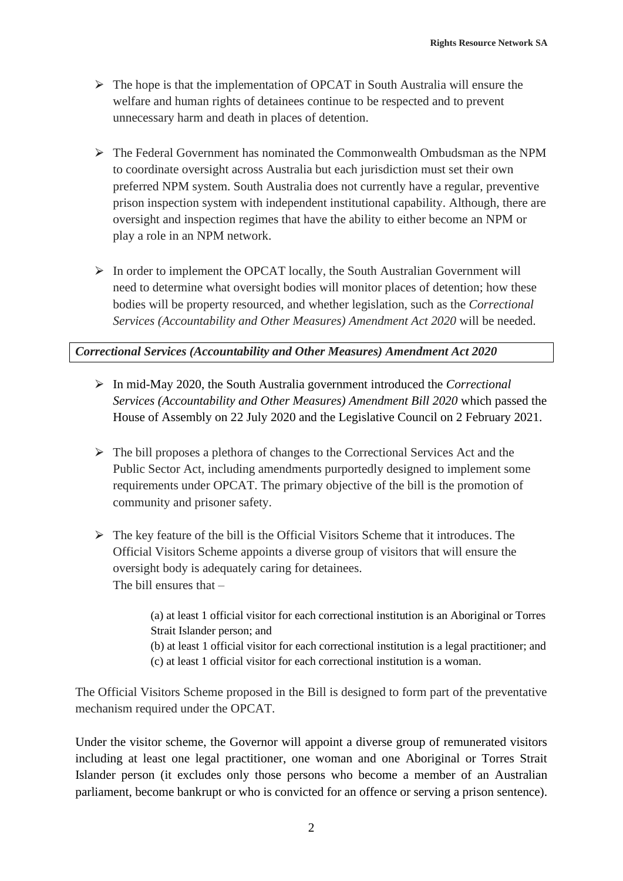- The hope is that the implementation of OPCAT in South Australia will ensure the welfare and human rights of detainees continue to be respected and to prevent unnecessary harm and death in places of detention.

- The Federal Government has nominated the Commonwealth Ombudsman as the NPM to coordinate oversight across Australia but each jurisdiction must set their own preferred NPM system. South Australia does not currently have a regular, preventive prison inspection system with independent institutional capability. Although, there are oversight and inspection regimes that have the ability to either become an NPM or play a role in an NPM network.

- In order to implement the OPCAT locally, the South Australian Government will need to determine what oversight bodies will monitor places of detention; how these bodies will be property resourced, and whether legislation, such as the *Correctional Services (Accountability and Other Measures) Amendment Act 2020* will be needed.

### *Correctional Services (Accountability and Other Measures) Amendment Act 2020*

- In mid-May 2020, the South Australia government introduced the *Correctional Services (Accountability and Other Measures) Amendment Bill 2020* which passed the House of Assembly on 22 July 2020 and the Legislative Council on 2 February 2021.

- The bill proposes a plethora of changes to the Correctional Services Act and the Public Sector Act, including amendments purportedly designed to implement some requirements under OPCAT. The primary objective of the bill is the promotion of community and prisoner safety.

- The key feature of the bill is the Official Visitors Scheme that it introduces. The Official Visitors Scheme appoints a diverse group of visitors that will ensure the oversight body is adequately caring for detainees.
  The bill ensures that –

  > (a) at least 1 official visitor for each correctional institution is an Aboriginal or Torres Strait Islander person; and
  > (b) at least 1 official visitor for each correctional institution is a legal practitioner; and
  > (c) at least 1 official visitor for each correctional institution is a woman.

The Official Visitors Scheme proposed in the Bill is designed to form part of the preventative mechanism required under the OPCAT.

Under the visitor scheme, the Governor will appoint a diverse group of remunerated visitors including at least one legal practitioner, one woman and one Aboriginal or Torres Strait Islander person (it excludes only those persons who become a member of an Australian parliament, become bankrupt or who is convicted for an offence or serving a prison sentence).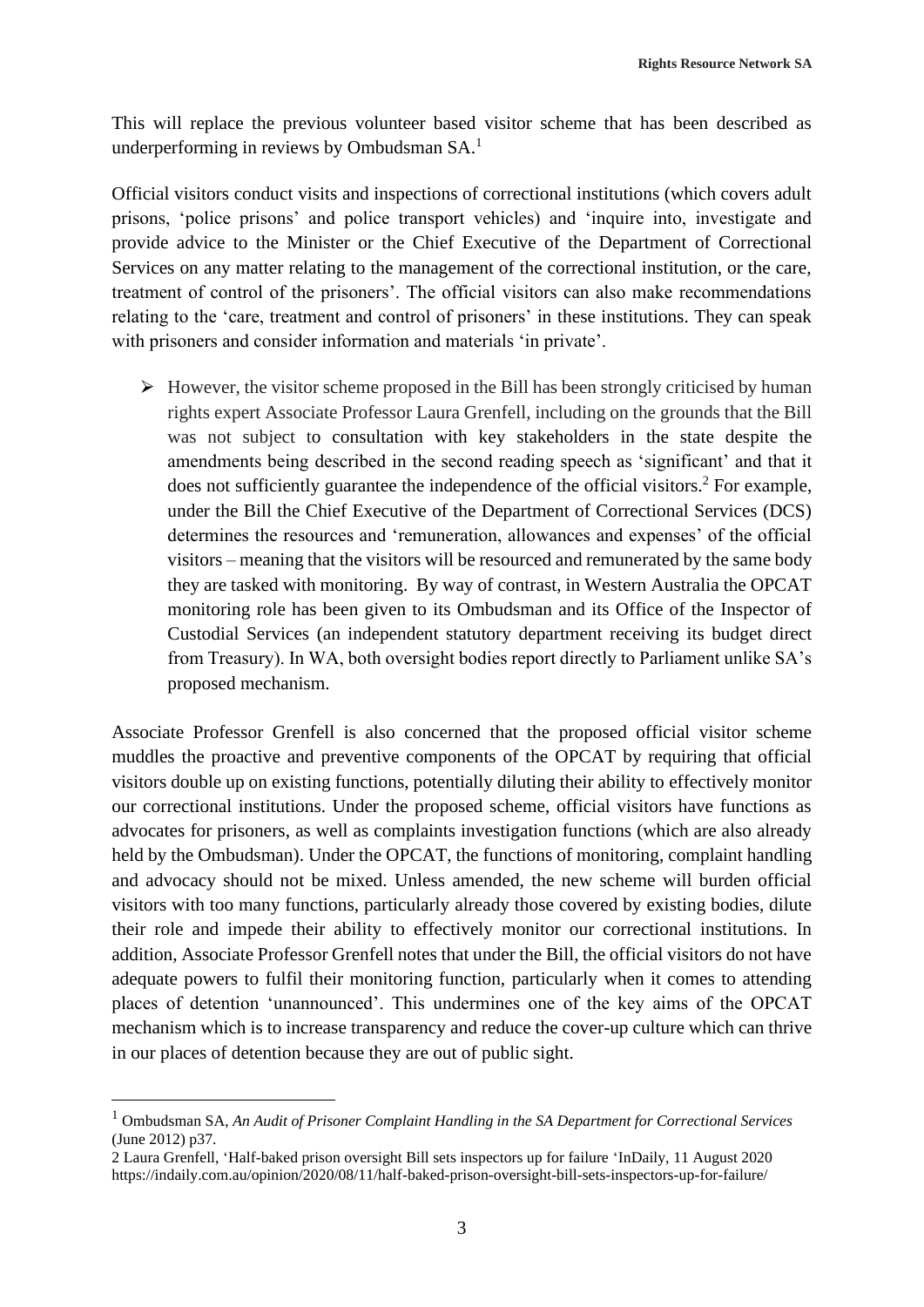This will replace the previous volunteer based visitor scheme that has been described as underperforming in reviews by Ombudsman SA.[1]

Official visitors conduct visits and inspections of correctional institutions (which covers adult prisons, 'police prisons' and police transport vehicles) and 'inquire into, investigate and provide advice to the Minister or the Chief Executive of the Department of Correctional Services on any matter relating to the management of the correctional institution, or the care, treatment of control of the prisoners'. The official visitors can also make recommendations relating to the 'care, treatment and control of prisoners' in these institutions. They can speak with prisoners and consider information and materials 'in private'.

- However, the visitor scheme proposed in the Bill has been strongly criticised by human rights expert Associate Professor Laura Grenfell, including on the grounds that the Bill was not subject to consultation with key stakeholders in the state despite the amendments being described in the second reading speech as 'significant' and that it does not sufficiently guarantee the independence of the official visitors.[2] For example, under the Bill the Chief Executive of the Department of Correctional Services (DCS) determines the resources and 'remuneration, allowances and expenses' of the official visitors – meaning that the visitors will be resourced and remunerated by the same body they are tasked with monitoring. By way of contrast, in Western Australia the OPCAT monitoring role has been given to its Ombudsman and its Office of the Inspector of Custodial Services (an independent statutory department receiving its budget direct from Treasury). In WA, both oversight bodies report directly to Parliament unlike SA's proposed mechanism.

Associate Professor Grenfell is also concerned that the proposed official visitor scheme muddles the proactive and preventive components of the OPCAT by requiring that official visitors double up on existing functions, potentially diluting their ability to effectively monitor our correctional institutions. Under the proposed scheme, official visitors have functions as advocates for prisoners, as well as complaints investigation functions (which are also already held by the Ombudsman). Under the OPCAT, the functions of monitoring, complaint handling and advocacy should not be mixed. Unless amended, the new scheme will burden official visitors with too many functions, particularly already those covered by existing bodies, dilute their role and impede their ability to effectively monitor our correctional institutions. In addition, Associate Professor Grenfell notes that under the Bill, the official visitors do not have adequate powers to fulfil their monitoring function, particularly when it comes to attending places of detention 'unannounced'. This undermines one of the key aims of the OPCAT mechanism which is to increase transparency and reduce the cover-up culture which can thrive in our places of detention because they are out of public sight.

---

[1] Ombudsman SA, *An Audit of Prisoner Complaint Handling in the SA Department for Correctional Services* (June 2012) p37.

[2] Laura Grenfell, 'Half-baked prison oversight Bill sets inspectors up for failure 'InDaily, 11 August 2020 https://indaily.com.au/opinion/2020/08/11/half-baked-prison-oversight-bill-sets-inspectors-up-for-failure/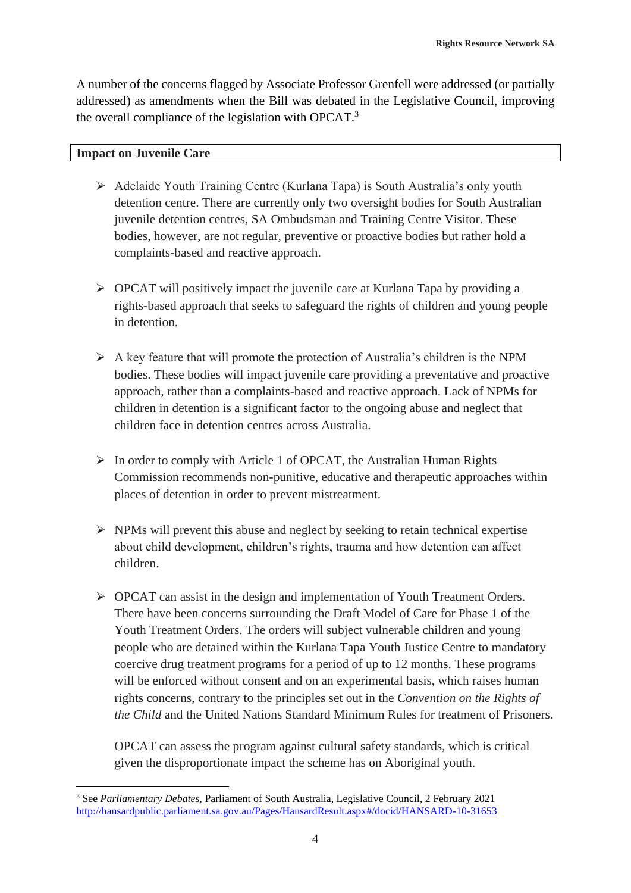A number of the concerns flagged by Associate Professor Grenfell were addressed (or partially addressed) as amendments when the Bill was debated in the Legislative Council, improving the overall compliance of the legislation with OPCAT.[3]

## Impact on Juvenile Care

- Adelaide Youth Training Centre (Kurlana Tapa) is South Australia's only youth detention centre. There are currently only two oversight bodies for South Australian juvenile detention centres, SA Ombudsman and Training Centre Visitor. These bodies, however, are not regular, preventive or proactive bodies but rather hold a complaints-based and reactive approach.

- OPCAT will positively impact the juvenile care at Kurlana Tapa by providing a rights-based approach that seeks to safeguard the rights of children and young people in detention.

- A key feature that will promote the protection of Australia's children is the NPM bodies. These bodies will impact juvenile care providing a preventative and proactive approach, rather than a complaints-based and reactive approach. Lack of NPMs for children in detention is a significant factor to the ongoing abuse and neglect that children face in detention centres across Australia.

- In order to comply with Article 1 of OPCAT, the Australian Human Rights Commission recommends non-punitive, educative and therapeutic approaches within places of detention in order to prevent mistreatment.

- NPMs will prevent this abuse and neglect by seeking to retain technical expertise about child development, children's rights, trauma and how detention can affect children.

- OPCAT can assist in the design and implementation of Youth Treatment Orders. There have been concerns surrounding the Draft Model of Care for Phase 1 of the Youth Treatment Orders. The orders will subject vulnerable children and young people who are detained within the Kurlana Tapa Youth Justice Centre to mandatory coercive drug treatment programs for a period of up to 12 months. These programs will be enforced without consent and on an experimental basis, which raises human rights concerns, contrary to the principles set out in the *Convention on the Rights of the Child* and the United Nations Standard Minimum Rules for treatment of Prisoners.

  OPCAT can assess the program against cultural safety standards, which is critical given the disproportionate impact the scheme has on Aboriginal youth.

---

[3] See *Parliamentary Debates,* Parliament of South Australia, Legislative Council, 2 February 2021 http://hansardpublic.parliament.sa.gov.au/Pages/HansardResult.aspx#/docid/HANSARD-10-31653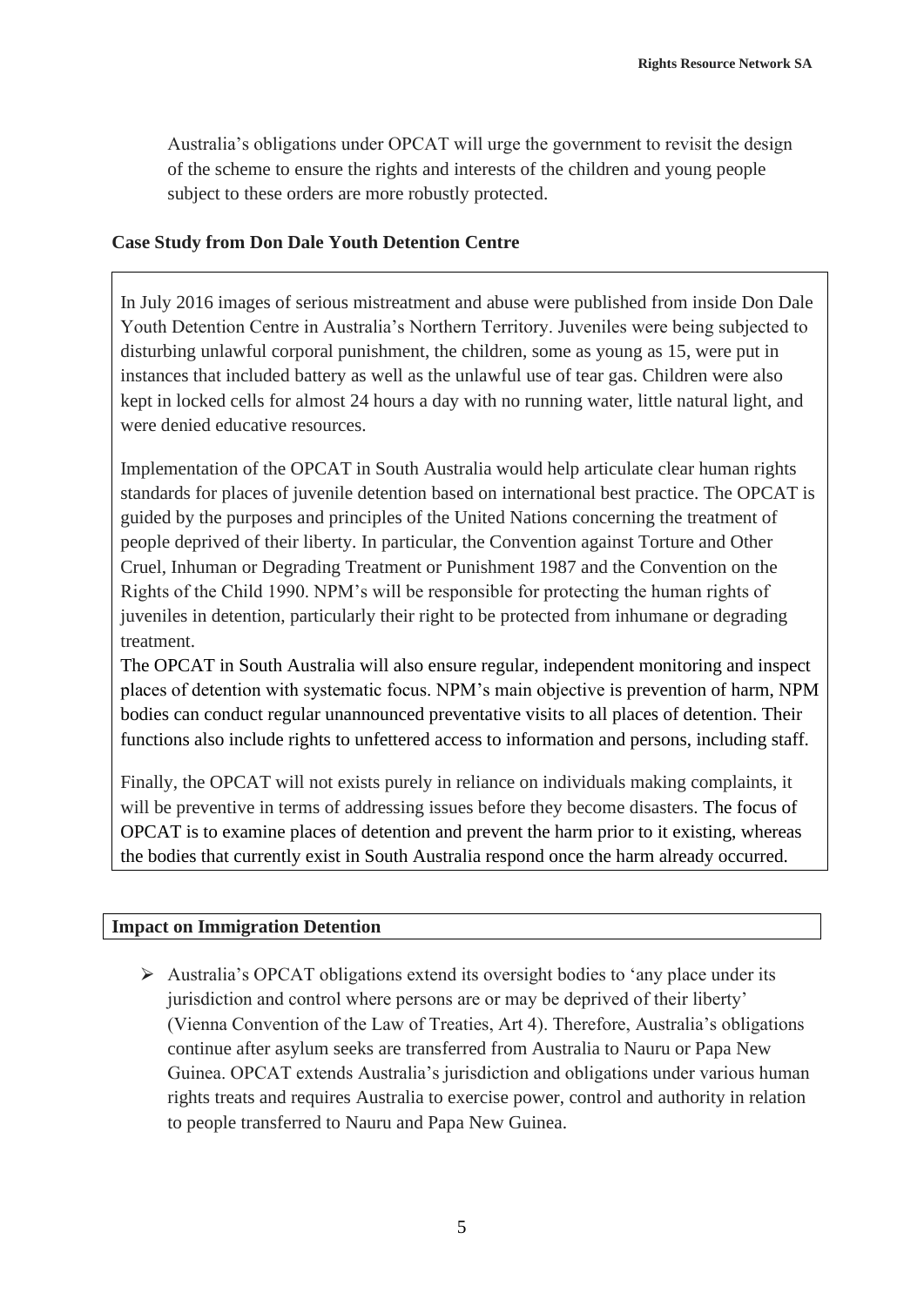Australia's obligations under OPCAT will urge the government to revisit the design of the scheme to ensure the rights and interests of the children and young people subject to these orders are more robustly protected.

**Case Study from Don Dale Youth Detention Centre**

In July 2016 images of serious mistreatment and abuse were published from inside Don Dale Youth Detention Centre in Australia's Northern Territory. Juveniles were being subjected to disturbing unlawful corporal punishment, the children, some as young as 15, were put in instances that included battery as well as the unlawful use of tear gas. Children were also kept in locked cells for almost 24 hours a day with no running water, little natural light, and were denied educative resources.

Implementation of the OPCAT in South Australia would help articulate clear human rights standards for places of juvenile detention based on international best practice. The OPCAT is guided by the purposes and principles of the United Nations concerning the treatment of people deprived of their liberty. In particular, the Convention against Torture and Other Cruel, Inhuman or Degrading Treatment or Punishment 1987 and the Convention on the Rights of the Child 1990. NPM's will be responsible for protecting the human rights of juveniles in detention, particularly their right to be protected from inhumane or degrading treatment.

The OPCAT in South Australia will also ensure regular, independent monitoring and inspect places of detention with systematic focus. NPM's main objective is prevention of harm, NPM bodies can conduct regular unannounced preventative visits to all places of detention. Their functions also include rights to unfettered access to information and persons, including staff.

Finally, the OPCAT will not exists purely in reliance on individuals making complaints, it will be preventive in terms of addressing issues before they become disasters. The focus of OPCAT is to examine places of detention and prevent the harm prior to it existing, whereas the bodies that currently exist in South Australia respond once the harm already occurred.

**Impact on Immigration Detention**

- Australia's OPCAT obligations extend its oversight bodies to 'any place under its jurisdiction and control where persons are or may be deprived of their liberty' (Vienna Convention of the Law of Treaties, Art 4). Therefore, Australia's obligations continue after asylum seeks are transferred from Australia to Nauru or Papa New Guinea. OPCAT extends Australia's jurisdiction and obligations under various human rights treats and requires Australia to exercise power, control and authority in relation to people transferred to Nauru and Papa New Guinea.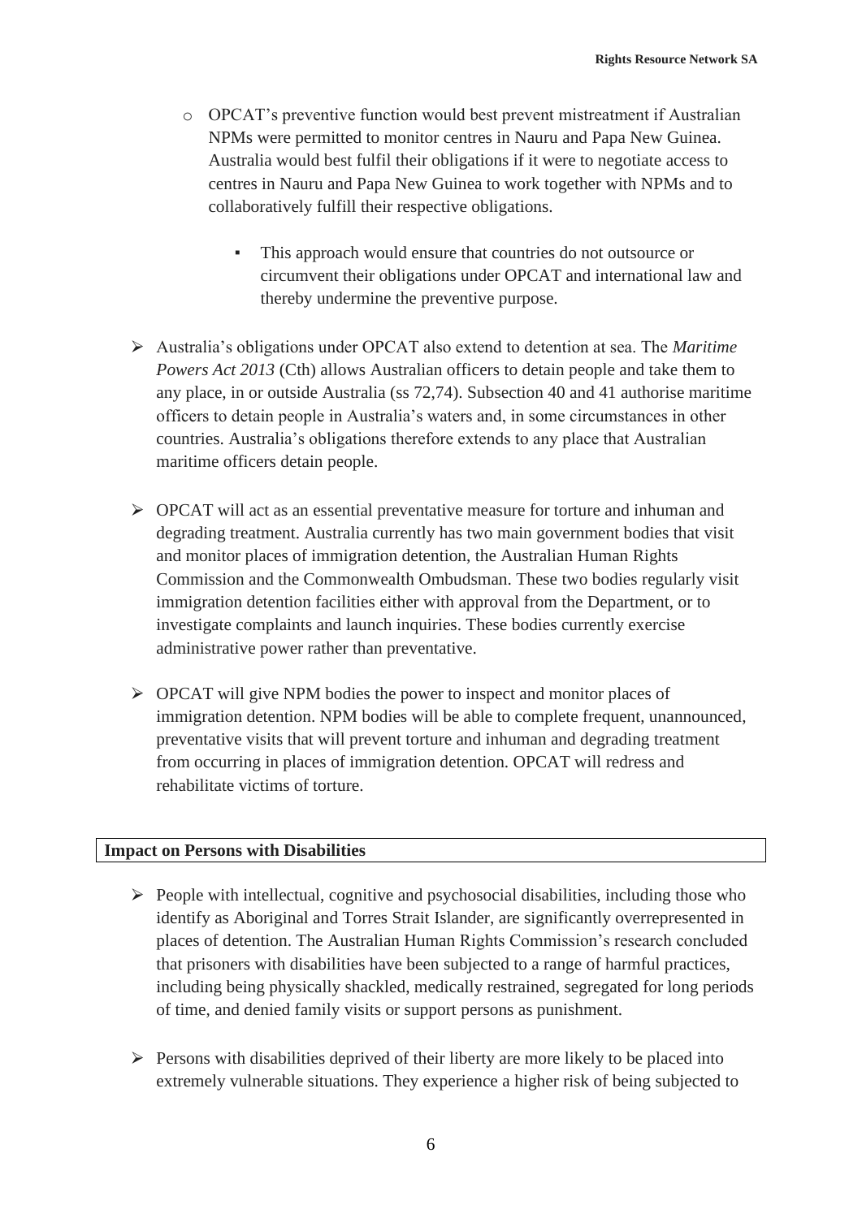- OPCAT's preventive function would best prevent mistreatment if Australian NPMs were permitted to monitor centres in Nauru and Papa New Guinea. Australia would best fulfil their obligations if it were to negotiate access to centres in Nauru and Papa New Guinea to work together with NPMs and to collaboratively fulfill their respective obligations.
  - This approach would ensure that countries do not outsource or circumvent their obligations under OPCAT and international law and thereby undermine the preventive purpose.

- Australia's obligations under OPCAT also extend to detention at sea. The *Maritime Powers Act 2013* (Cth) allows Australian officers to detain people and take them to any place, in or outside Australia (ss 72,74). Subsection 40 and 41 authorise maritime officers to detain people in Australia's waters and, in some circumstances in other countries. Australia's obligations therefore extends to any place that Australian maritime officers detain people.

- OPCAT will act as an essential preventative measure for torture and inhuman and degrading treatment. Australia currently has two main government bodies that visit and monitor places of immigration detention, the Australian Human Rights Commission and the Commonwealth Ombudsman. These two bodies regularly visit immigration detention facilities either with approval from the Department, or to investigate complaints and launch inquiries. These bodies currently exercise administrative power rather than preventative.

- OPCAT will give NPM bodies the power to inspect and monitor places of immigration detention. NPM bodies will be able to complete frequent, unannounced, preventative visits that will prevent torture and inhuman and degrading treatment from occurring in places of immigration detention. OPCAT will redress and rehabilitate victims of torture.

**Impact on Persons with Disabilities**

- People with intellectual, cognitive and psychosocial disabilities, including those who identify as Aboriginal and Torres Strait Islander, are significantly overrepresented in places of detention. The Australian Human Rights Commission's research concluded that prisoners with disabilities have been subjected to a range of harmful practices, including being physically shackled, medically restrained, segregated for long periods of time, and denied family visits or support persons as punishment.

- Persons with disabilities deprived of their liberty are more likely to be placed into extremely vulnerable situations. They experience a higher risk of being subjected to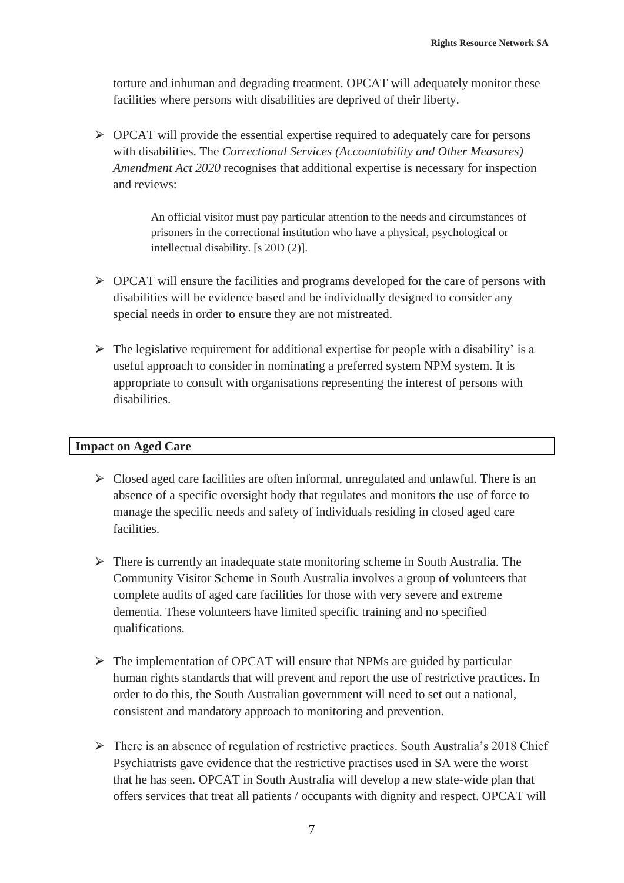torture and inhuman and degrading treatment. OPCAT will adequately monitor these facilities where persons with disabilities are deprived of their liberty.

- OPCAT will provide the essential expertise required to adequately care for persons with disabilities. The *Correctional Services (Accountability and Other Measures) Amendment Act 2020* recognises that additional expertise is necessary for inspection and reviews:

> An official visitor must pay particular attention to the needs and circumstances of prisoners in the correctional institution who have a physical, psychological or intellectual disability. [s 20D (2)].

- OPCAT will ensure the facilities and programs developed for the care of persons with disabilities will be evidence based and be individually designed to consider any special needs in order to ensure they are not mistreated.

- The legislative requirement for additional expertise for people with a disability' is a useful approach to consider in nominating a preferred system NPM system. It is appropriate to consult with organisations representing the interest of persons with disabilities.

**Impact on Aged Care**

- Closed aged care facilities are often informal, unregulated and unlawful. There is an absence of a specific oversight body that regulates and monitors the use of force to manage the specific needs and safety of individuals residing in closed aged care facilities.

- There is currently an inadequate state monitoring scheme in South Australia. The Community Visitor Scheme in South Australia involves a group of volunteers that complete audits of aged care facilities for those with very severe and extreme dementia. These volunteers have limited specific training and no specified qualifications.

- The implementation of OPCAT will ensure that NPMs are guided by particular human rights standards that will prevent and report the use of restrictive practices. In order to do this, the South Australian government will need to set out a national, consistent and mandatory approach to monitoring and prevention.

- There is an absence of regulation of restrictive practices. South Australia's 2018 Chief Psychiatrists gave evidence that the restrictive practises used in SA were the worst that he has seen. OPCAT in South Australia will develop a new state-wide plan that offers services that treat all patients / occupants with dignity and respect. OPCAT will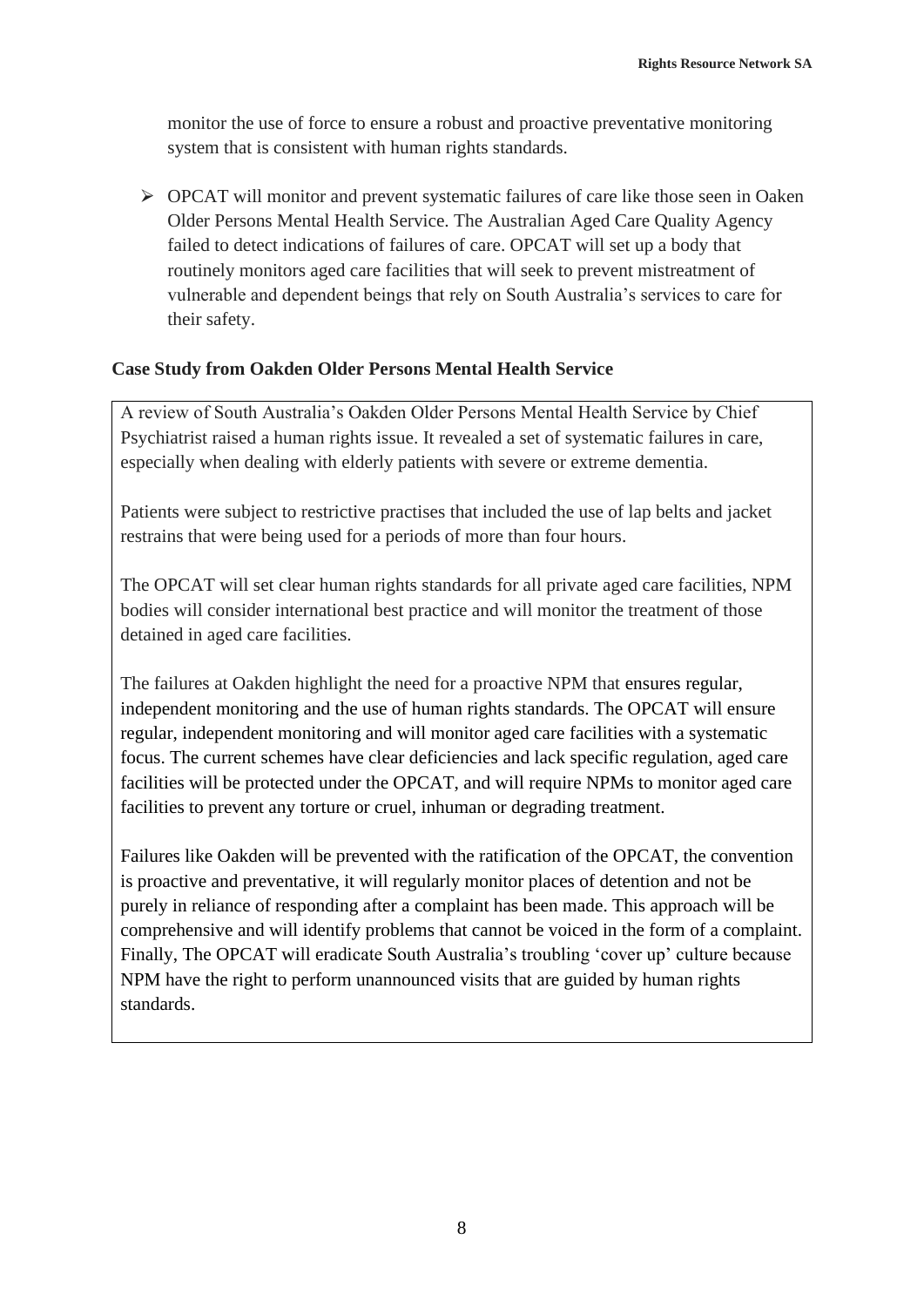monitor the use of force to ensure a robust and proactive preventative monitoring system that is consistent with human rights standards.

- OPCAT will monitor and prevent systematic failures of care like those seen in Oaken Older Persons Mental Health Service. The Australian Aged Care Quality Agency failed to detect indications of failures of care. OPCAT will set up a body that routinely monitors aged care facilities that will seek to prevent mistreatment of vulnerable and dependent beings that rely on South Australia's services to care for their safety.

**Case Study from Oakden Older Persons Mental Health Service**

A review of South Australia's Oakden Older Persons Mental Health Service by Chief Psychiatrist raised a human rights issue. It revealed a set of systematic failures in care, especially when dealing with elderly patients with severe or extreme dementia.

Patients were subject to restrictive practises that included the use of lap belts and jacket restrains that were being used for a periods of more than four hours.

The OPCAT will set clear human rights standards for all private aged care facilities, NPM bodies will consider international best practice and will monitor the treatment of those detained in aged care facilities.

The failures at Oakden highlight the need for a proactive NPM that ensures regular, independent monitoring and the use of human rights standards. The OPCAT will ensure regular, independent monitoring and will monitor aged care facilities with a systematic focus. The current schemes have clear deficiencies and lack specific regulation, aged care facilities will be protected under the OPCAT, and will require NPMs to monitor aged care facilities to prevent any torture or cruel, inhuman or degrading treatment.

Failures like Oakden will be prevented with the ratification of the OPCAT, the convention is proactive and preventative, it will regularly monitor places of detention and not be purely in reliance of responding after a complaint has been made. This approach will be comprehensive and will identify problems that cannot be voiced in the form of a complaint. Finally, The OPCAT will eradicate South Australia's troubling 'cover up' culture because NPM have the right to perform unannounced visits that are guided by human rights standards.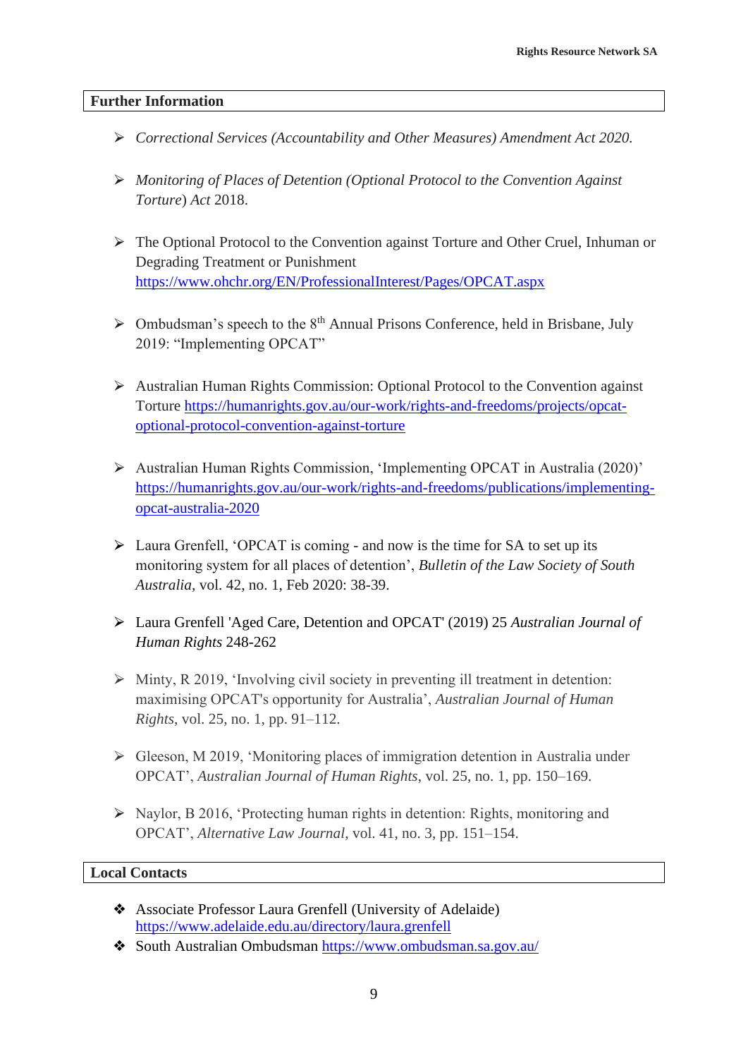## Further Information

- *Correctional Services (Accountability and Other Measures) Amendment Act 2020.*

- *Monitoring of Places of Detention (Optional Protocol to the Convention Against Torture*) *Act* 2018.

- The Optional Protocol to the Convention against Torture and Other Cruel, Inhuman or Degrading Treatment or Punishment https://www.ohchr.org/EN/ProfessionalInterest/Pages/OPCAT.aspx

- Ombudsman's speech to the 8th Annual Prisons Conference, held in Brisbane, July 2019: "Implementing OPCAT"

- Australian Human Rights Commission: Optional Protocol to the Convention against Torture https://humanrights.gov.au/our-work/rights-and-freedoms/projects/opcat-optional-protocol-convention-against-torture

- Australian Human Rights Commission, 'Implementing OPCAT in Australia (2020)' https://humanrights.gov.au/our-work/rights-and-freedoms/publications/implementing-opcat-australia-2020

- Laura Grenfell, 'OPCAT is coming - and now is the time for SA to set up its monitoring system for all places of detention', *Bulletin of the Law Society of South Australia,* vol. 42, no. 1, Feb 2020: 38-39.

- Laura Grenfell 'Aged Care, Detention and OPCAT' (2019) 25 *Australian Journal of Human Rights* 248-262

- Minty, R 2019, 'Involving civil society in preventing ill treatment in detention: maximising OPCAT's opportunity for Australia', *Australian Journal of Human Rights*, vol. 25, no. 1, pp. 91–112.

- Gleeson, M 2019, 'Monitoring places of immigration detention in Australia under OPCAT', *Australian Journal of Human Rights*, vol. 25, no. 1, pp. 150–169.

- Naylor, B 2016, 'Protecting human rights in detention: Rights, monitoring and OPCAT', *Alternative Law Journal*, vol. 41, no. 3, pp. 151–154.

## Local Contacts

- Associate Professor Laura Grenfell (University of Adelaide) https://www.adelaide.edu.au/directory/laura.grenfell
- South Australian Ombudsman https://www.ombudsman.sa.gov.au/